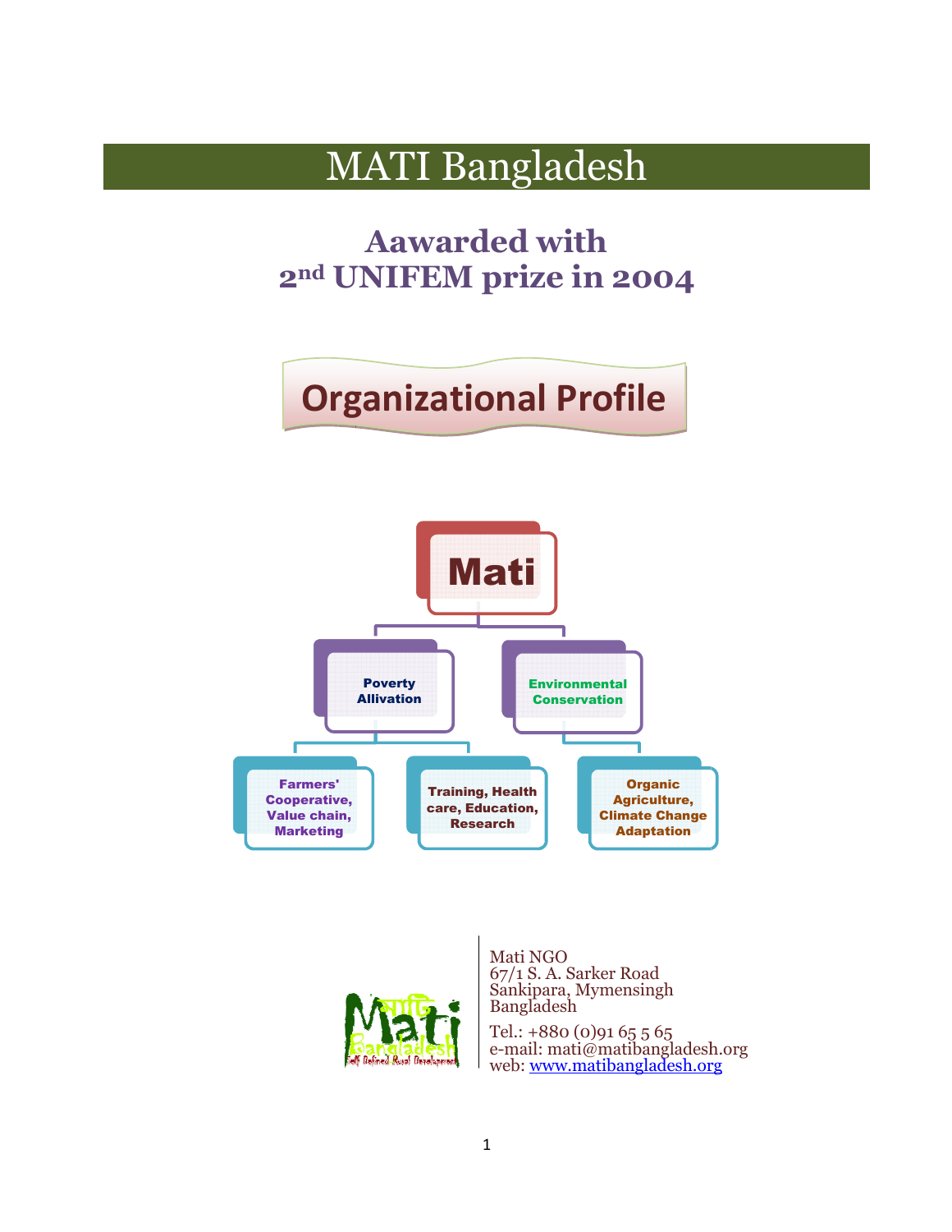# MATI Bangladesh

## Aawarded with 2nd UNIFEM prize in 2004

## Organizational Profile

**Mati**

- **Poverty Allivation**
  - Farmers' Cooperative, Value chain, Marketing
  - Training, Health care, Education, Research
- **Environmental Conservation**
  - Organic Agriculture, Climate Change Adaptation

Mati NGO
67/1 S. A. Sarker Road
Sankipara, Mymensingh
Bangladesh

Tel.: +880 (0)91 65 5 65
e-mail: mati@matibangladesh.org
web: www.matibangladesh.org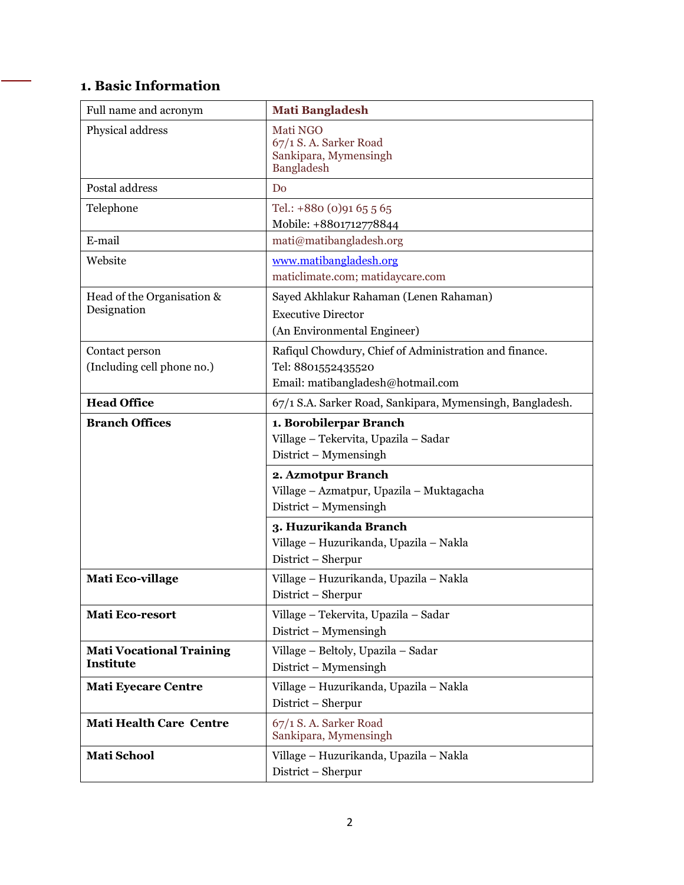## 1. Basic Information

| Full name and acronym | **Mati Bangladesh** |
|---|---|
| Physical address | Mati NGO<br>67/1 S. A. Sarker Road<br>Sankipara, Mymensingh<br>Bangladesh |
| Postal address | Do |
| Telephone | Tel.: +880 (0)91 65 5 65<br>Mobile: +8801712778844 |
| E-mail | mati@matibangladesh.org |
| Website | www.matibangladesh.org<br>maticlimate.com; matidaycare.com |
| Head of the Organisation & Designation | Sayed Akhlakur Rahaman (Lenen Rahaman)<br>Executive Director<br>(An Environmental Engineer) |
| Contact person<br>(Including cell phone no.) | Rafiqul Chowdury, Chief of Administration and finance.<br>Tel: 8801552435520<br>Email: matibangladesh@hotmail.com |
| **Head Office** | 67/1 S.A. Sarker Road, Sankipara, Mymensingh, Bangladesh. |
| **Branch Offices** | **1. Borobilerpar Branch**<br>Village – Tekervita, Upazila – Sadar<br>District – Mymensingh |
| | **2. Azmotpur Branch**<br>Village – Azmatpur, Upazila – Muktagacha<br>District – Mymensingh |
| | **3. Huzurikanda Branch**<br>Village – Huzurikanda, Upazila – Nakla<br>District – Sherpur |
| **Mati Eco-village** | Village – Huzurikanda, Upazila – Nakla<br>District – Sherpur |
| **Mati Eco-resort** | Village – Tekervita, Upazila – Sadar<br>District – Mymensingh |
| **Mati Vocational Training Institute** | Village – Beltoly, Upazila – Sadar<br>District – Mymensingh |
| **Mati Eyecare Centre** | Village – Huzurikanda, Upazila – Nakla<br>District – Sherpur |
| **Mati Health Care Centre** | 67/1 S. A. Sarker Road<br>Sankipara, Mymensingh |
| **Mati School** | Village – Huzurikanda, Upazila – Nakla<br>District – Sherpur |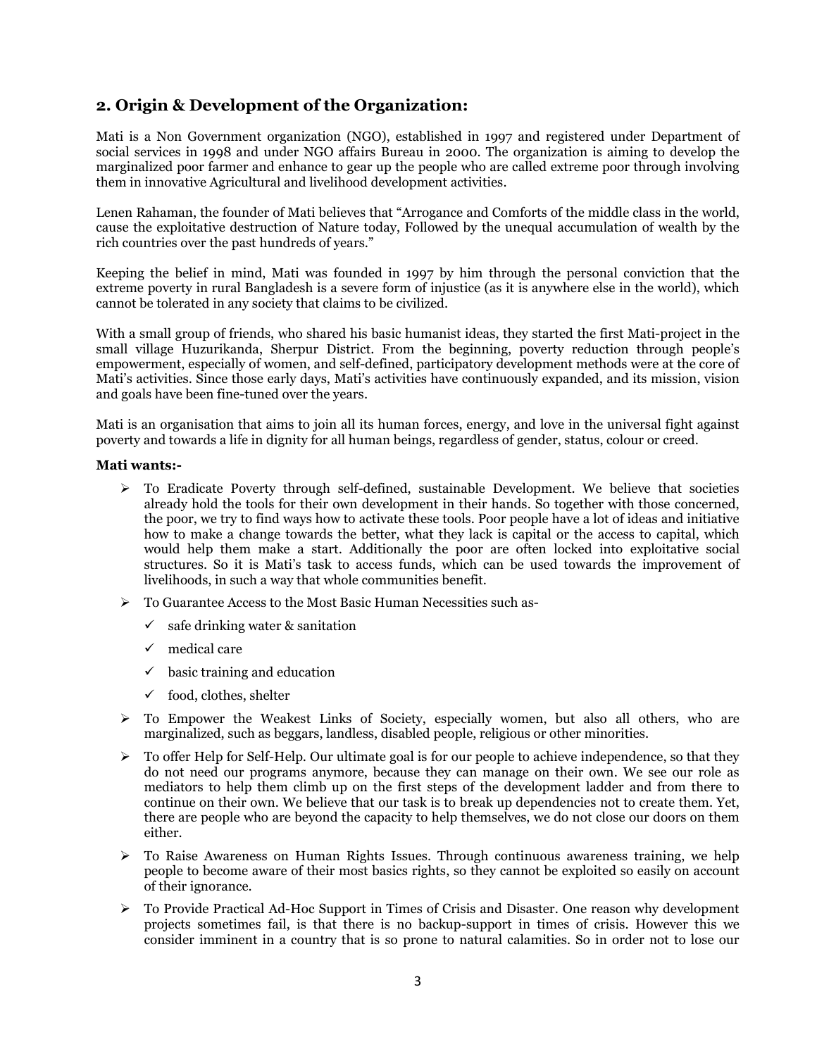## 2. Origin & Development of the Organization:

Mati is a Non Government organization (NGO), established in 1997 and registered under Department of social services in 1998 and under NGO affairs Bureau in 2000. The organization is aiming to develop the marginalized poor farmer and enhance to gear up the people who are called extreme poor through involving them in innovative Agricultural and livelihood development activities.

Lenen Rahaman, the founder of Mati believes that "Arrogance and Comforts of the middle class in the world, cause the exploitative destruction of Nature today, Followed by the unequal accumulation of wealth by the rich countries over the past hundreds of years."

Keeping the belief in mind, Mati was founded in 1997 by him through the personal conviction that the extreme poverty in rural Bangladesh is a severe form of injustice (as it is anywhere else in the world), which cannot be tolerated in any society that claims to be civilized.

With a small group of friends, who shared his basic humanist ideas, they started the first Mati-project in the small village Huzurikanda, Sherpur District. From the beginning, poverty reduction through people's empowerment, especially of women, and self-defined, participatory development methods were at the core of Mati's activities. Since those early days, Mati's activities have continuously expanded, and its mission, vision and goals have been fine-tuned over the years.

Mati is an organisation that aims to join all its human forces, energy, and love in the universal fight against poverty and towards a life in dignity for all human beings, regardless of gender, status, colour or creed.

**Mati wants:-**

- To Eradicate Poverty through self-defined, sustainable Development. We believe that societies already hold the tools for their own development in their hands. So together with those concerned, the poor, we try to find ways how to activate these tools. Poor people have a lot of ideas and initiative how to make a change towards the better, what they lack is capital or the access to capital, which would help them make a start. Additionally the poor are often locked into exploitative social structures. So it is Mati's task to access funds, which can be used towards the improvement of livelihoods, in such a way that whole communities benefit.
- To Guarantee Access to the Most Basic Human Necessities such as-
  - safe drinking water & sanitation
  - medical care
  - basic training and education
  - food, clothes, shelter
- To Empower the Weakest Links of Society, especially women, but also all others, who are marginalized, such as beggars, landless, disabled people, religious or other minorities.
- To offer Help for Self-Help. Our ultimate goal is for our people to achieve independence, so that they do not need our programs anymore, because they can manage on their own. We see our role as mediators to help them climb up on the first steps of the development ladder and from there to continue on their own. We believe that our task is to break up dependencies not to create them. Yet, there are people who are beyond the capacity to help themselves, we do not close our doors on them either.
- To Raise Awareness on Human Rights Issues. Through continuous awareness training, we help people to become aware of their most basics rights, so they cannot be exploited so easily on account of their ignorance.
- To Provide Practical Ad-Hoc Support in Times of Crisis and Disaster. One reason why development projects sometimes fail, is that there is no backup-support in times of crisis. However this we consider imminent in a country that is so prone to natural calamities. So in order not to lose our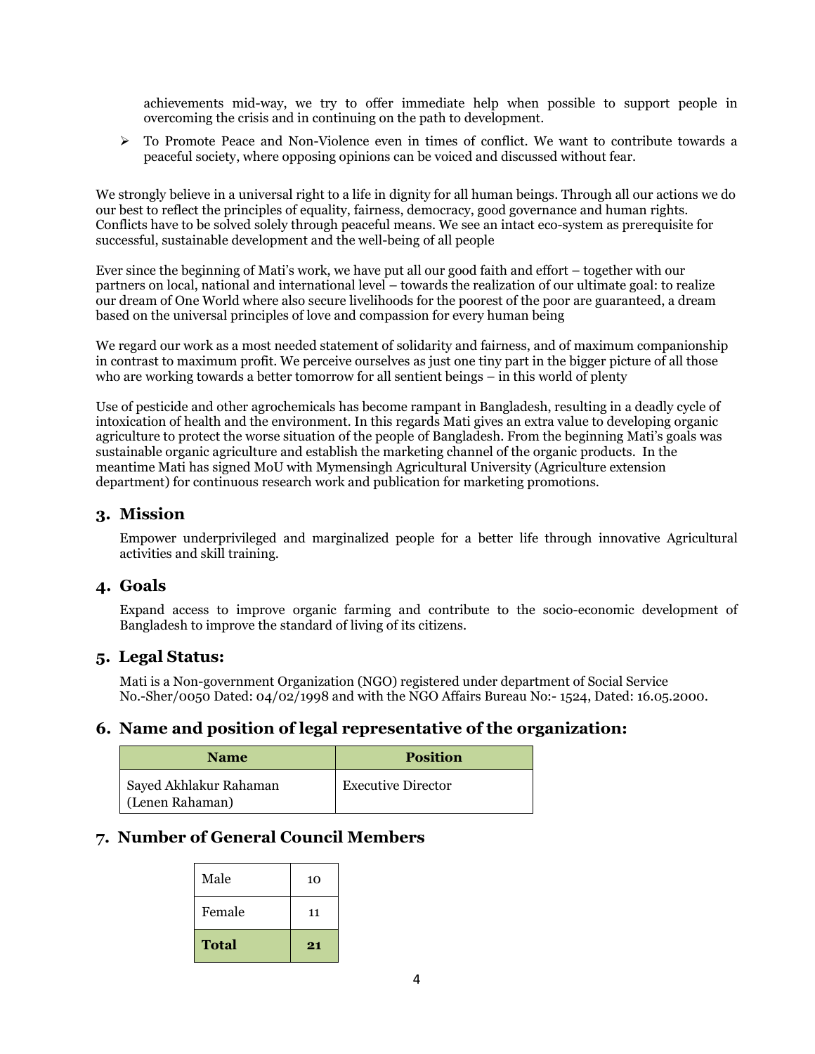achievements mid-way, we try to offer immediate help when possible to support people in overcoming the crisis and in continuing on the path to development.

- To Promote Peace and Non-Violence even in times of conflict. We want to contribute towards a peaceful society, where opposing opinions can be voiced and discussed without fear.

We strongly believe in a universal right to a life in dignity for all human beings. Through all our actions we do our best to reflect the principles of equality, fairness, democracy, good governance and human rights. Conflicts have to be solved solely through peaceful means. We see an intact eco-system as prerequisite for successful, sustainable development and the well-being of all people

Ever since the beginning of Mati's work, we have put all our good faith and effort – together with our partners on local, national and international level – towards the realization of our ultimate goal: to realize our dream of One World where also secure livelihoods for the poorest of the poor are guaranteed, a dream based on the universal principles of love and compassion for every human being

We regard our work as a most needed statement of solidarity and fairness, and of maximum companionship in contrast to maximum profit. We perceive ourselves as just one tiny part in the bigger picture of all those who are working towards a better tomorrow for all sentient beings – in this world of plenty

Use of pesticide and other agrochemicals has become rampant in Bangladesh, resulting in a deadly cycle of intoxication of health and the environment. In this regards Mati gives an extra value to developing organic agriculture to protect the worse situation of the people of Bangladesh. From the beginning Mati's goals was sustainable organic agriculture and establish the marketing channel of the organic products. In the meantime Mati has signed MoU with Mymensingh Agricultural University (Agriculture extension department) for continuous research work and publication for marketing promotions.

## 3. Mission

Empower underprivileged and marginalized people for a better life through innovative Agricultural activities and skill training.

## 4. Goals

Expand access to improve organic farming and contribute to the socio-economic development of Bangladesh to improve the standard of living of its citizens.

## 5. Legal Status:

Mati is a Non-government Organization (NGO) registered under department of Social Service No.-Sher/0050 Dated: 04/02/1998 and with the NGO Affairs Bureau No:- 1524, Dated: 16.05.2000.

## 6. Name and position of legal representative of the organization:

| Name | Position |
|---|---|
| Sayed Akhlakur Rahaman (Lenen Rahaman) | Executive Director |

## 7. Number of General Council Members

| | |
|---|---|
| Male | 10 |
| Female | 11 |
| **Total** | **21** |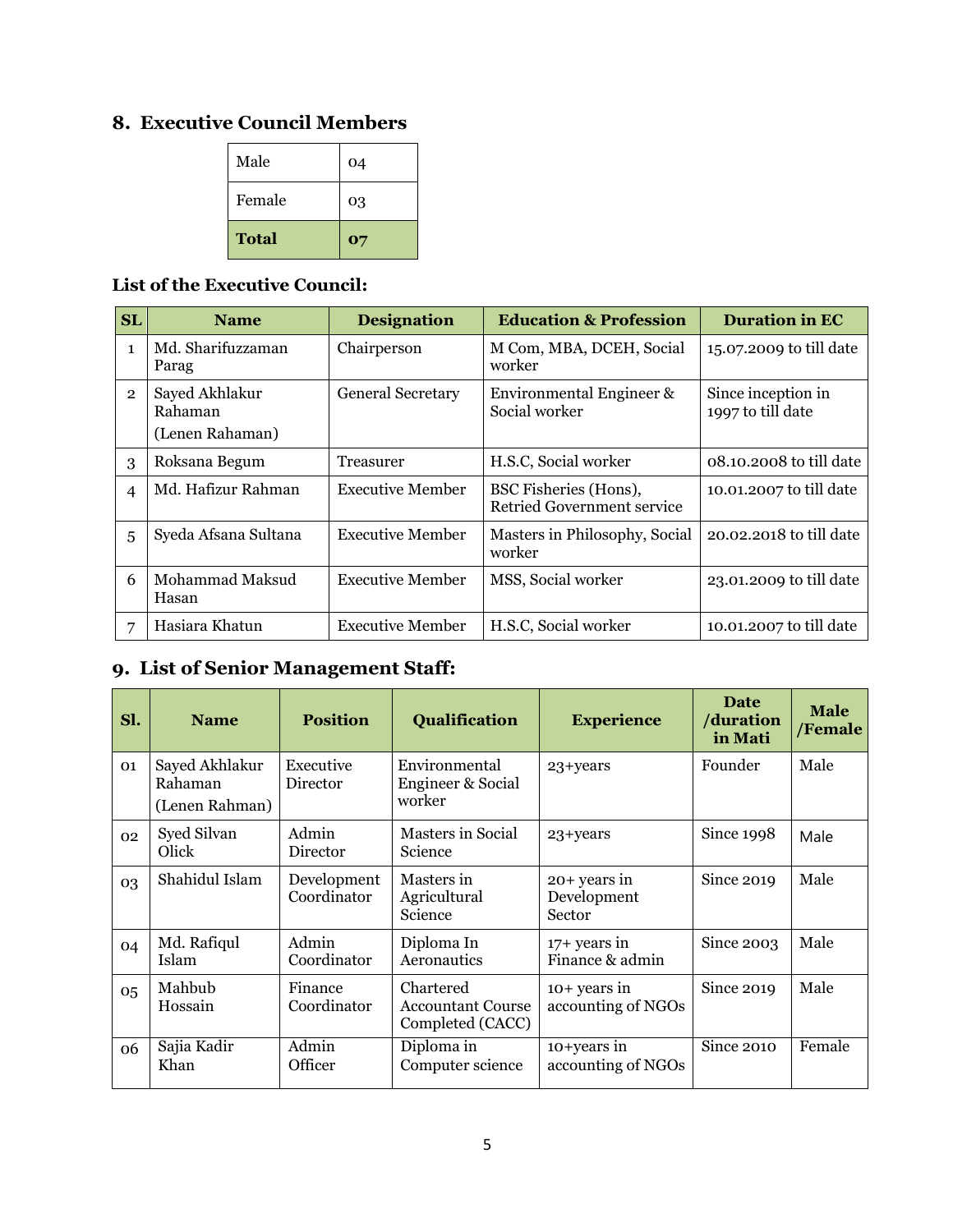## 8. Executive Council Members

| | |
|---|---|
| Male | 04 |
| Female | 03 |
| **Total** | **07** |

**List of the Executive Council:**

| SL | Name | Designation | Education & Profession | Duration in EC |
|---|---|---|---|---|
| 1 | Md. Sharifuzzaman Parag | Chairperson | M Com, MBA, DCEH, Social worker | 15.07.2009 to till date |
| 2 | Sayed Akhlakur Rahaman (Lenen Rahaman) | General Secretary | Environmental Engineer & Social worker | Since inception in 1997 to till date |
| 3 | Roksana Begum | Treasurer | H.S.C, Social worker | 08.10.2008 to till date |
| 4 | Md. Hafizur Rahman | Executive Member | BSC Fisheries (Hons), Retried Government service | 10.01.2007 to till date |
| 5 | Syeda Afsana Sultana | Executive Member | Masters in Philosophy, Social worker | 20.02.2018 to till date |
| 6 | Mohammad Maksud Hasan | Executive Member | MSS, Social worker | 23.01.2009 to till date |
| 7 | Hasiara Khatun | Executive Member | H.S.C, Social worker | 10.01.2007 to till date |

## 9. List of Senior Management Staff:

| Sl. | Name | Position | Qualification | Experience | Date /duration in Mati | Male /Female |
|---|---|---|---|---|---|---|
| 01 | Sayed Akhlakur Rahaman (Lenen Rahman) | Executive Director | Environmental Engineer & Social worker | 23+years | Founder | Male |
| 02 | Syed Silvan Olick | Admin Director | Masters in Social Science | 23+years | Since 1998 | Male |
| 03 | Shahidul Islam | Development Coordinator | Masters in Agricultural Science | 20+ years in Development Sector | Since 2019 | Male |
| 04 | Md. Rafiqul Islam | Admin Coordinator | Diploma In Aeronautics | 17+ years in Finance & admin | Since 2003 | Male |
| 05 | Mahbub Hossain | Finance Coordinator | Chartered Accountant Course Completed (CACC) | 10+ years in accounting of NGOs | Since 2019 | Male |
| 06 | Sajia Kadir Khan | Admin Officer | Diploma in Computer science | 10+years in accounting of NGOs | Since 2010 | Female |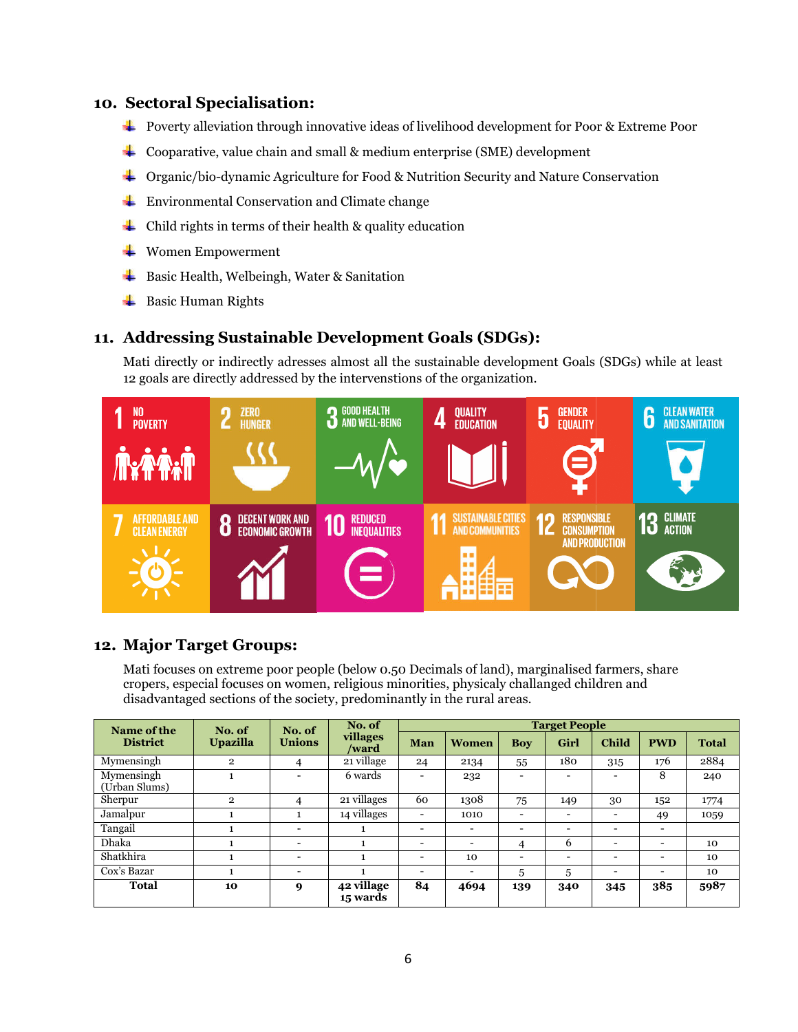## 10. Sectoral Specialisation:

- Poverty alleviation through innovative ideas of livelihood development for Poor & Extreme Poor
- Cooparative, value chain and small & medium enterprise (SME) development
- Organic/bio-dynamic Agriculture for Food & Nutrition Security and Nature Conservation
- Environmental Conservation and Climate change
- Child rights in terms of their health & quality education
- Women Empowerment
- Basic Health, Welbeingh, Water & Sanitation
- Basic Human Rights

## 11. Addressing Sustainable Development Goals (SDGs):

Mati directly or indirectly adresses almost all the sustainable development Goals (SDGs) while at least 12 goals are directly addressed by the interventsions of the organization.

1 NO POVERTY | 2 ZERO HUNGER | 3 GOOD HEALTH AND WELL-BEING | 4 QUALITY EDUCATION | 5 GENDER EQUALITY | 6 CLEAN WATER AND SANITATION | 7 AFFORDABLE AND CLEAN ENERGY | 8 DECENT WORK AND ECONOMIC GROWTH | 10 REDUCED INEQUALITIES | 11 SUSTAINABLE CITIES AND COMMUNITIES | 12 RESPONSIBLE CONSUMPTION AND PRODUCTION | 13 CLIMATE ACTION

## 12. Major Target Groups:

Mati focuses on extreme poor people (below 0.50 Decimals of land), marginalised farmers, share cropers, especial focuses on women, religious minorities, physicaly challanged children and disadvantaged sections of the society, predominantly in the rural areas.

| Name of the District | No. of Upazilla | No. of Unions | No. of villages /ward | Target People | | | | | | |
|---|---|---|---|---|---|---|---|---|---|---|
| | | | | Man | Women | Boy | Girl | Child | PWD | Total |
| Mymensingh | 2 | 4 | 21 village | 24 | 2134 | 55 | 180 | 315 | 176 | 2884 |
| Mymensingh (Urban Slums) | 1 | - | 6 wards | - | 232 | - | - | - | 8 | 240 |
| Sherpur | 2 | 4 | 21 villages | 60 | 1308 | 75 | 149 | 30 | 152 | 1774 |
| Jamalpur | 1 | 1 | 14 villages | - | 1010 | - | - | - | 49 | 1059 |
| Tangail | 1 | - | 1 | - | - | - | - | - | - | |
| Dhaka | 1 | - | 1 | - | - | 4 | 6 | - | - | 10 |
| Shatkhira | 1 | - | 1 | - | 10 | - | - | - | - | 10 |
| Cox's Bazar | 1 | - | 1 | - | - | 5 | 5 | - | - | 10 |
| **Total** | **10** | **9** | **42 village 15 wards** | **84** | **4694** | **139** | **340** | **345** | **385** | **5987** |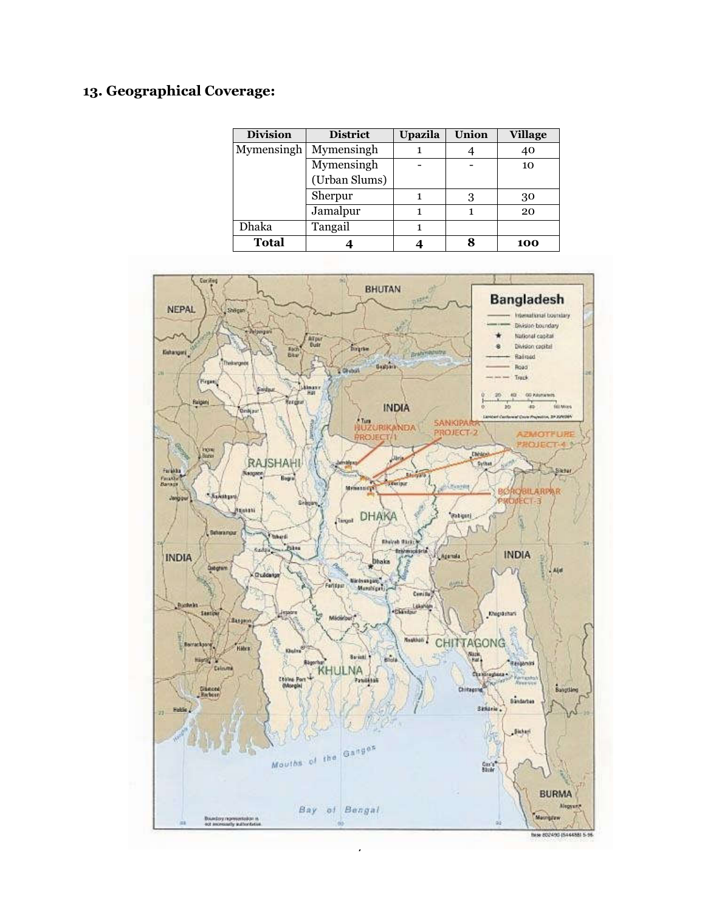## 13. Geographical Coverage:

| Division | District | Upazila | Union | Village |
|---|---|---|---|---|
| Mymensingh | Mymensingh | 1 | 4 | 40 |
| | Mymensingh (Urban Slums) | - | - | 10 |
| | Sherpur | 1 | 3 | 30 |
| | Jamalpur | 1 | 1 | 20 |
| Dhaka | Tangail | 1 | | |
| **Total** | **4** | **4** | **8** | **100** |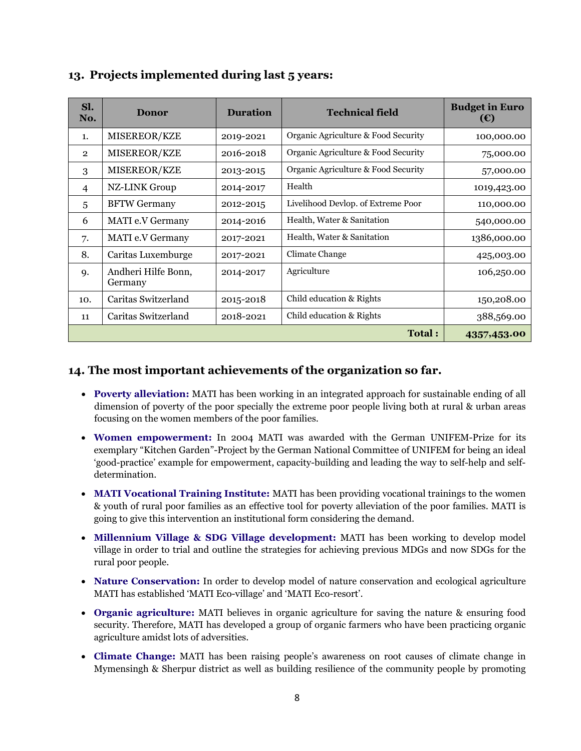## 13. Projects implemented during last 5 years:

| Sl. No. | Donor | Duration | Technical field | Budget in Euro (€) |
|---|---|---|---|---|
| 1. | MISEREOR/KZE | 2019-2021 | Organic Agriculture & Food Security | 100,000.00 |
| 2 | MISEREOR/KZE | 2016-2018 | Organic Agriculture & Food Security | 75,000.00 |
| 3 | MISEREOR/KZE | 2013-2015 | Organic Agriculture & Food Security | 57,000.00 |
| 4 | NZ-LINK Group | 2014-2017 | Health | 1019,423.00 |
| 5 | BFTW Germany | 2012-2015 | Livelihood Devlop. of Extreme Poor | 110,000.00 |
| 6 | MATI e.V Germany | 2014-2016 | Health, Water & Sanitation | 540,000.00 |
| 7. | MATI e.V Germany | 2017-2021 | Health, Water & Sanitation | 1386,000.00 |
| 8. | Caritas Luxemburge | 2017-2021 | Climate Change | 425,003.00 |
| 9. | Andheri Hilfe Bonn, Germany | 2014-2017 | Agriculture | 106,250.00 |
| 10. | Caritas Switzerland | 2015-2018 | Child education & Rights | 150,208.00 |
| 11 | Caritas Switzerland | 2018-2021 | Child education & Rights | 388,569.00 |
| | | | **Total :** | **4357,453.00** |

## 14. The most important achievements of the organization so far.

- **Poverty alleviation:** MATI has been working in an integrated approach for sustainable ending of all dimension of poverty of the poor specially the extreme poor people living both at rural & urban areas focusing on the women members of the poor families.
- **Women empowerment:** In 2004 MATI was awarded with the German UNIFEM-Prize for its exemplary "Kitchen Garden"-Project by the German National Committee of UNIFEM for being an ideal 'good-practice' example for empowerment, capacity-building and leading the way to self-help and self-determination.
- **MATI Vocational Training Institute:** MATI has been providing vocational trainings to the women & youth of rural poor families as an effective tool for poverty alleviation of the poor families. MATI is going to give this intervention an institutional form considering the demand.
- **Millennium Village & SDG Village development:** MATI has been working to develop model village in order to trial and outline the strategies for achieving previous MDGs and now SDGs for the rural poor people.
- **Nature Conservation:** In order to develop model of nature conservation and ecological agriculture MATI has established 'MATI Eco-village' and 'MATI Eco-resort'.
- **Organic agriculture:** MATI believes in organic agriculture for saving the nature & ensuring food security. Therefore, MATI has developed a group of organic farmers who have been practicing organic agriculture amidst lots of adversities.
- **Climate Change:** MATI has been raising people's awareness on root causes of climate change in Mymensingh & Sherpur district as well as building resilience of the community people by promoting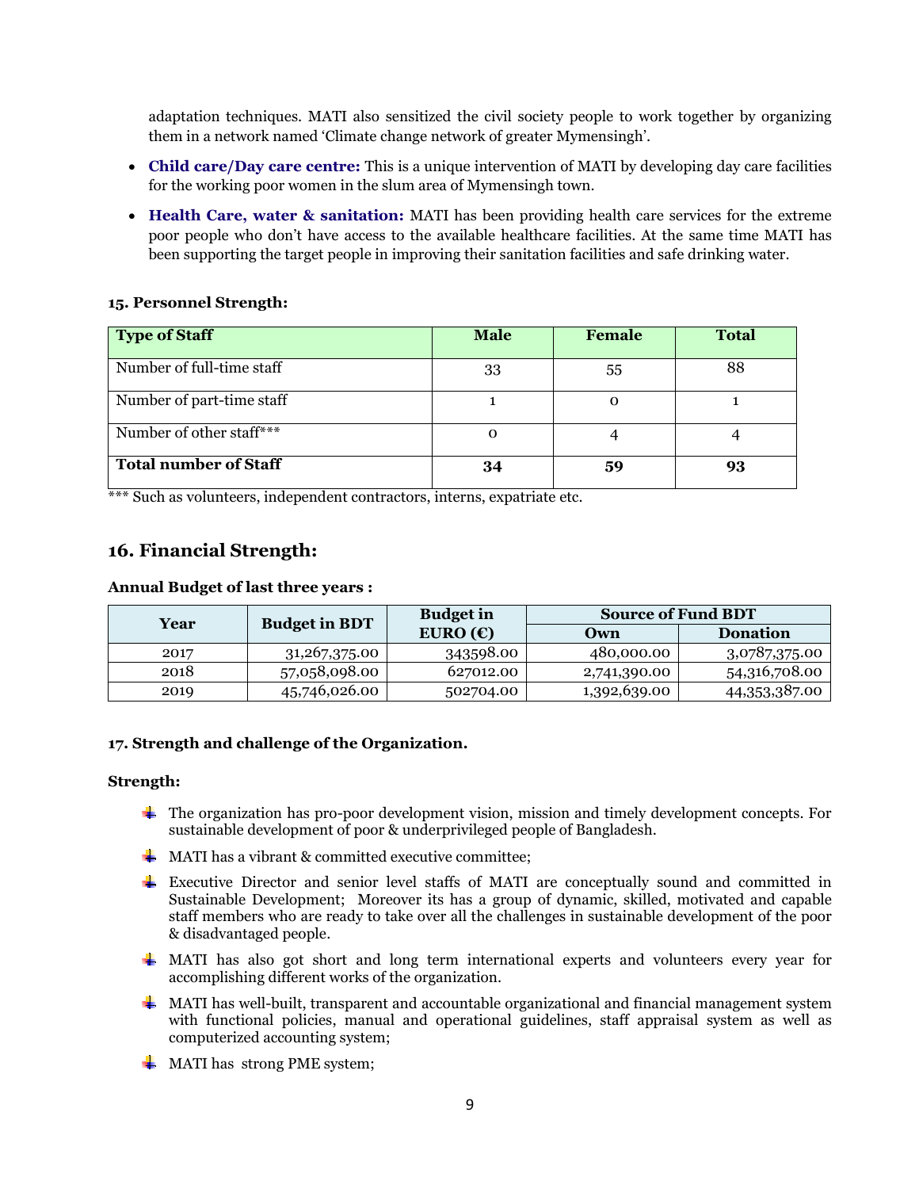adaptation techniques. MATI also sensitized the civil society people to work together by organizing them in a network named 'Climate change network of greater Mymensingh'.

- **Child care/Day care centre:** This is a unique intervention of MATI by developing day care facilities for the working poor women in the slum area of Mymensingh town.
- **Health Care, water & sanitation:** MATI has been providing health care services for the extreme poor people who don't have access to the available healthcare facilities. At the same time MATI has been supporting the target people in improving their sanitation facilities and safe drinking water.

**15. Personnel Strength:**

| Type of Staff | Male | Female | Total |
|---|---|---|---|
| Number of full-time staff | 33 | 55 | 88 |
| Number of part-time staff | 1 | 0 | 1 |
| Number of other staff*** | 0 | 4 | 4 |
| **Total number of Staff** | **34** | **59** | **93** |

*** Such as volunteers, independent contractors, interns, expatriate etc.

## 16. Financial Strength:

**Annual Budget of last three years :**

| Year | Budget in BDT | Budget in EURO (€) | Source of Fund BDT | |
|---|---|---|---|---|
| | | | Own | Donation |
| 2017 | 31,267,375.00 | 343598.00 | 480,000.00 | 3,0787,375.00 |
| 2018 | 57,058,098.00 | 627012.00 | 2,741,390.00 | 54,316,708.00 |
| 2019 | 45,746,026.00 | 502704.00 | 1,392,639.00 | 44,353,387.00 |

**17. Strength and challenge of the Organization.**

**Strength:**

- The organization has pro-poor development vision, mission and timely development concepts. For sustainable development of poor & underprivileged people of Bangladesh.
- MATI has a vibrant & committed executive committee;
- Executive Director and senior level staffs of MATI are conceptually sound and committed in Sustainable Development; Moreover its has a group of dynamic, skilled, motivated and capable staff members who are ready to take over all the challenges in sustainable development of the poor & disadvantaged people.
- MATI has also got short and long term international experts and volunteers every year for accomplishing different works of the organization.
- MATI has well-built, transparent and accountable organizational and financial management system with functional policies, manual and operational guidelines, staff appraisal system as well as computerized accounting system;
- MATI has strong PME system;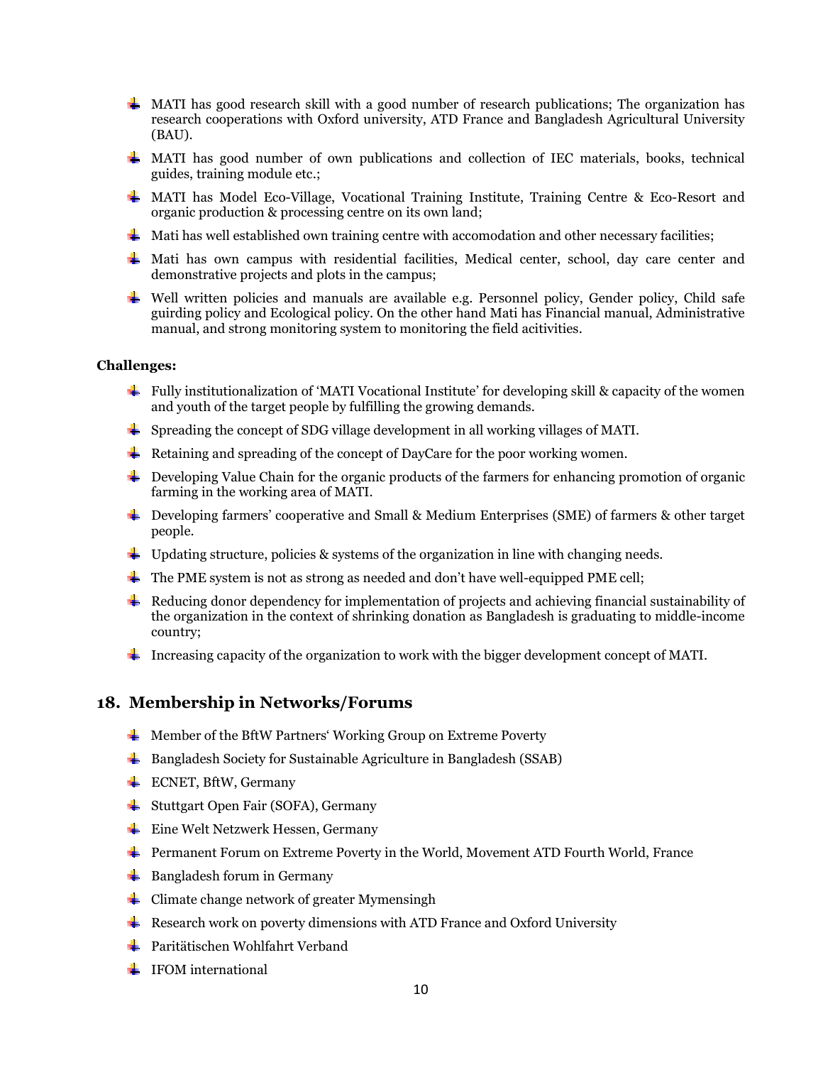- MATI has good research skill with a good number of research publications; The organization has research cooperations with Oxford university, ATD France and Bangladesh Agricultural University (BAU).
- MATI has good number of own publications and collection of IEC materials, books, technical guides, training module etc.;
- MATI has Model Eco-Village, Vocational Training Institute, Training Centre & Eco-Resort and organic production & processing centre on its own land;
- Mati has well established own training centre with accomodation and other necessary facilities;
- Mati has own campus with residential facilities, Medical center, school, day care center and demonstrative projects and plots in the campus;
- Well written policies and manuals are available e.g. Personnel policy, Gender policy, Child safe guirding policy and Ecological policy. On the other hand Mati has Financial manual, Administrative manual, and strong monitoring system to monitoring the field acitivities.

**Challenges:**

- Fully institutionalization of 'MATI Vocational Institute' for developing skill & capacity of the women and youth of the target people by fulfilling the growing demands.
- Spreading the concept of SDG village development in all working villages of MATI.
- Retaining and spreading of the concept of DayCare for the poor working women.
- Developing Value Chain for the organic products of the farmers for enhancing promotion of organic farming in the working area of MATI.
- Developing farmers' cooperative and Small & Medium Enterprises (SME) of farmers & other target people.
- Updating structure, policies & systems of the organization in line with changing needs.
- The PME system is not as strong as needed and don't have well-equipped PME cell;
- Reducing donor dependency for implementation of projects and achieving financial sustainability of the organization in the context of shrinking donation as Bangladesh is graduating to middle-income country;
- Increasing capacity of the organization to work with the bigger development concept of MATI.

## 18. Membership in Networks/Forums

- Member of the BftW Partners' Working Group on Extreme Poverty
- Bangladesh Society for Sustainable Agriculture in Bangladesh (SSAB)
- ECNET, BftW, Germany
- Stuttgart Open Fair (SOFA), Germany
- Eine Welt Netzwerk Hessen, Germany
- Permanent Forum on Extreme Poverty in the World, Movement ATD Fourth World, France
- Bangladesh forum in Germany
- Climate change network of greater Mymensingh
- Research work on poverty dimensions with ATD France and Oxford University
- Paritätischen Wohlfahrt Verband
- IFOM international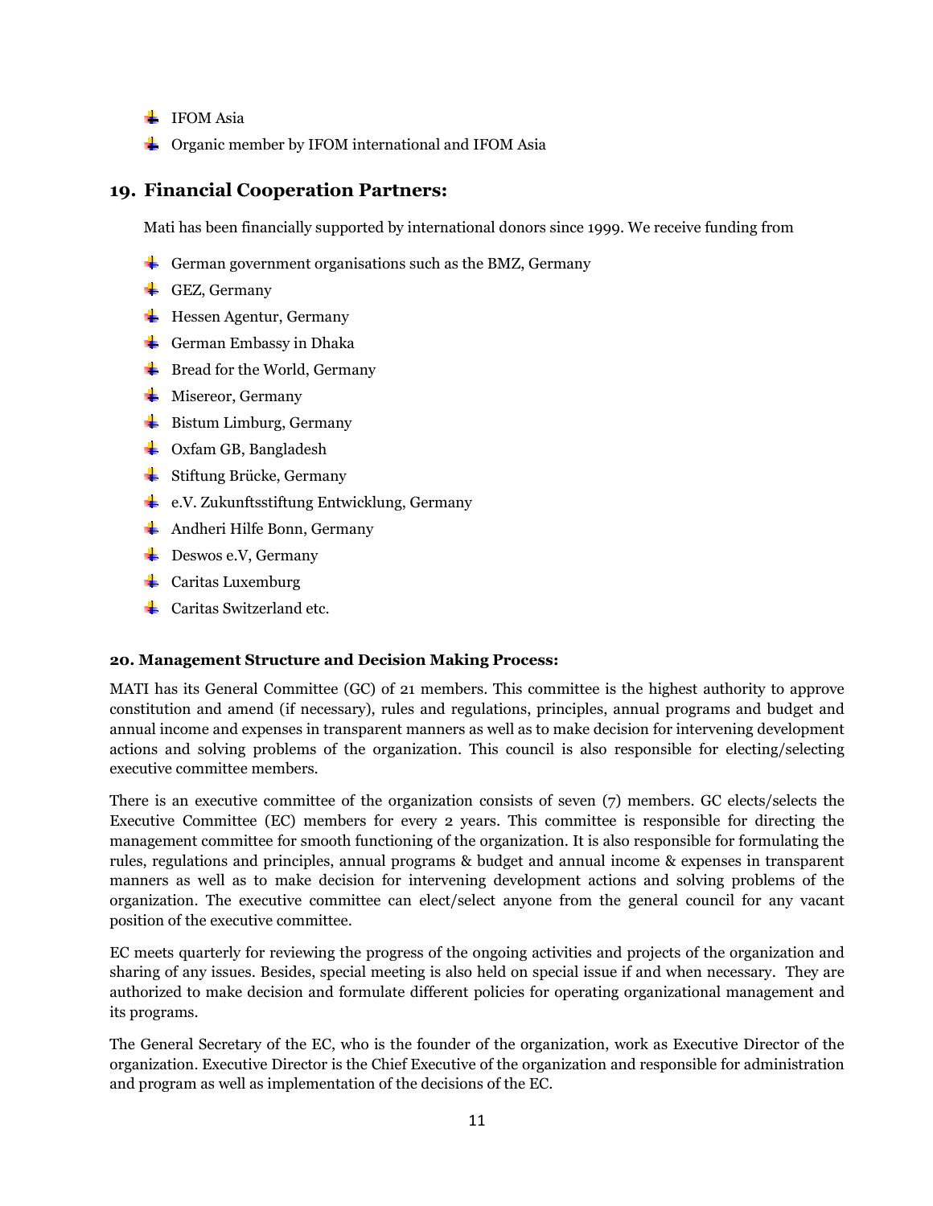- IFOM Asia
- Organic member by IFOM international and IFOM Asia

## 19. Financial Cooperation Partners:

Mati has been financially supported by international donors since 1999. We receive funding from

- German government organisations such as the BMZ, Germany
- GEZ, Germany
- Hessen Agentur, Germany
- German Embassy in Dhaka
- Bread for the World, Germany
- Misereor, Germany
- Bistum Limburg, Germany
- Oxfam GB, Bangladesh
- Stiftung Brücke, Germany
- e.V. Zukunftsstiftung Entwicklung, Germany
- Andheri Hilfe Bonn, Germany
- Deswos e.V, Germany
- Caritas Luxemburg
- Caritas Switzerland etc.

**20. Management Structure and Decision Making Process:**

MATI has its General Committee (GC) of 21 members. This committee is the highest authority to approve constitution and amend (if necessary), rules and regulations, principles, annual programs and budget and annual income and expenses in transparent manners as well as to make decision for intervening development actions and solving problems of the organization. This council is also responsible for electing/selecting executive committee members.

There is an executive committee of the organization consists of seven (7) members. GC elects/selects the Executive Committee (EC) members for every 2 years. This committee is responsible for directing the management committee for smooth functioning of the organization. It is also responsible for formulating the rules, regulations and principles, annual programs & budget and annual income & expenses in transparent manners as well as to make decision for intervening development actions and solving problems of the organization. The executive committee can elect/select anyone from the general council for any vacant position of the executive committee.

EC meets quarterly for reviewing the progress of the ongoing activities and projects of the organization and sharing of any issues. Besides, special meeting is also held on special issue if and when necessary. They are authorized to make decision and formulate different policies for operating organizational management and its programs.

The General Secretary of the EC, who is the founder of the organization, work as Executive Director of the organization. Executive Director is the Chief Executive of the organization and responsible for administration and program as well as implementation of the decisions of the EC.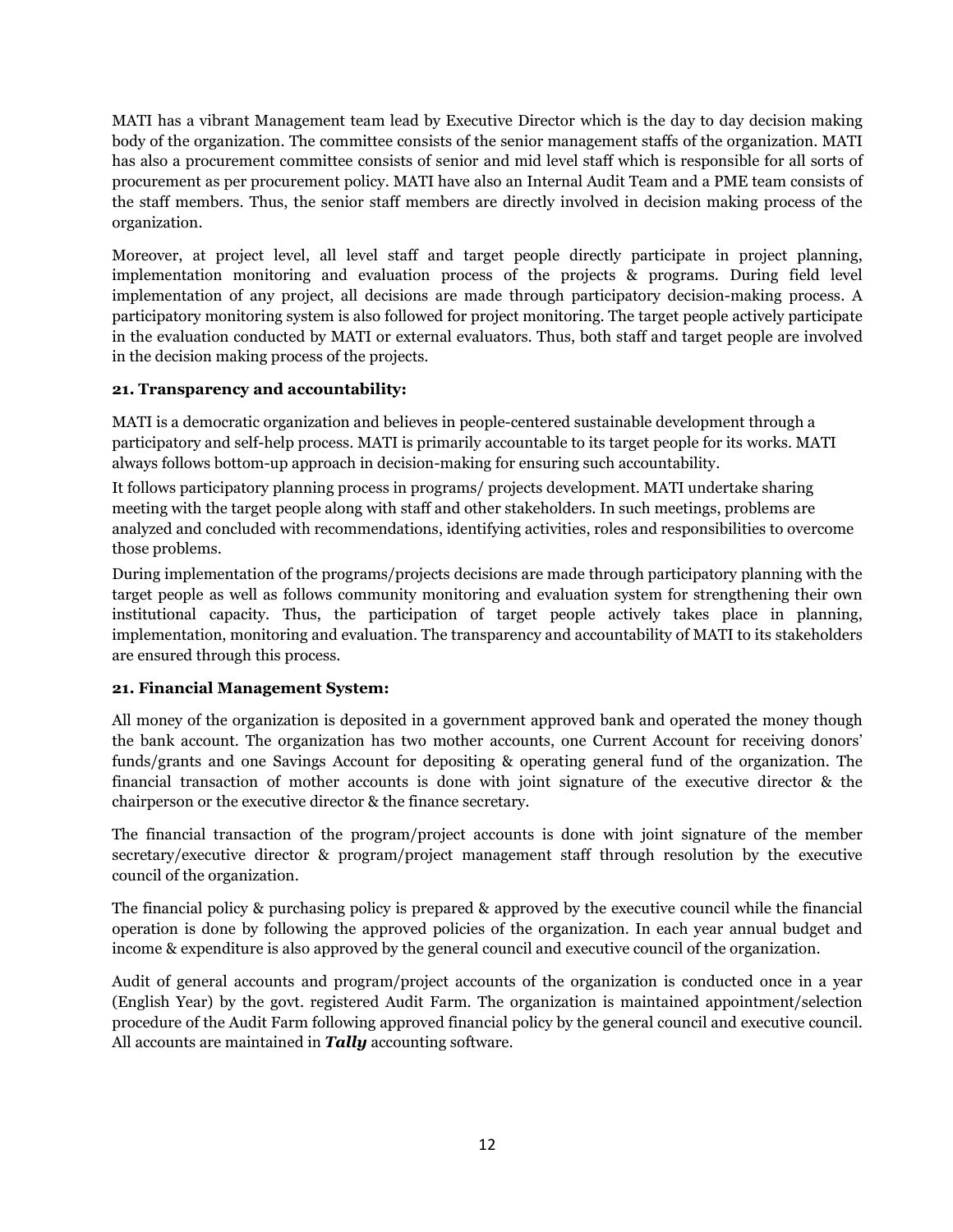MATI has a vibrant Management team lead by Executive Director which is the day to day decision making body of the organization. The committee consists of the senior management staffs of the organization. MATI has also a procurement committee consists of senior and mid level staff which is responsible for all sorts of procurement as per procurement policy. MATI have also an Internal Audit Team and a PME team consists of the staff members. Thus, the senior staff members are directly involved in decision making process of the organization.

Moreover, at project level, all level staff and target people directly participate in project planning, implementation monitoring and evaluation process of the projects & programs. During field level implementation of any project, all decisions are made through participatory decision-making process. A participatory monitoring system is also followed for project monitoring. The target people actively participate in the evaluation conducted by MATI or external evaluators. Thus, both staff and target people are involved in the decision making process of the projects.

**21. Transparency and accountability:**

MATI is a democratic organization and believes in people-centered sustainable development through a participatory and self-help process. MATI is primarily accountable to its target people for its works. MATI always follows bottom-up approach in decision-making for ensuring such accountability.

It follows participatory planning process in programs/ projects development. MATI undertake sharing meeting with the target people along with staff and other stakeholders. In such meetings, problems are analyzed and concluded with recommendations, identifying activities, roles and responsibilities to overcome those problems.

During implementation of the programs/projects decisions are made through participatory planning with the target people as well as follows community monitoring and evaluation system for strengthening their own institutional capacity. Thus, the participation of target people actively takes place in planning, implementation, monitoring and evaluation. The transparency and accountability of MATI to its stakeholders are ensured through this process.

**21. Financial Management System:**

All money of the organization is deposited in a government approved bank and operated the money though the bank account. The organization has two mother accounts, one Current Account for receiving donors' funds/grants and one Savings Account for depositing & operating general fund of the organization. The financial transaction of mother accounts is done with joint signature of the executive director & the chairperson or the executive director & the finance secretary.

The financial transaction of the program/project accounts is done with joint signature of the member secretary/executive director & program/project management staff through resolution by the executive council of the organization.

The financial policy & purchasing policy is prepared & approved by the executive council while the financial operation is done by following the approved policies of the organization. In each year annual budget and income & expenditure is also approved by the general council and executive council of the organization.

Audit of general accounts and program/project accounts of the organization is conducted once in a year (English Year) by the govt. registered Audit Farm. The organization is maintained appointment/selection procedure of the Audit Farm following approved financial policy by the general council and executive council. All accounts are maintained in ***Tally*** accounting software.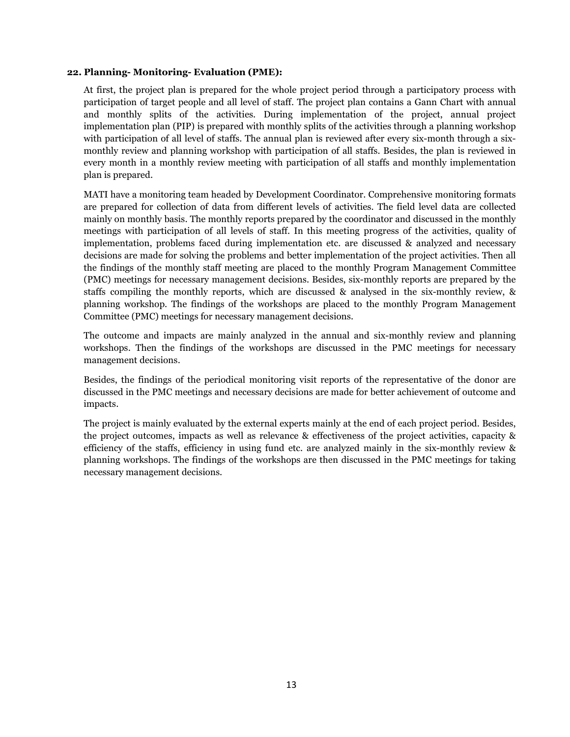**22. Planning- Monitoring- Evaluation (PME):**

At first, the project plan is prepared for the whole project period through a participatory process with participation of target people and all level of staff. The project plan contains a Gann Chart with annual and monthly splits of the activities. During implementation of the project, annual project implementation plan (PIP) is prepared with monthly splits of the activities through a planning workshop with participation of all level of staffs. The annual plan is reviewed after every six-month through a six-monthly review and planning workshop with participation of all staffs. Besides, the plan is reviewed in every month in a monthly review meeting with participation of all staffs and monthly implementation plan is prepared.

MATI have a monitoring team headed by Development Coordinator. Comprehensive monitoring formats are prepared for collection of data from different levels of activities. The field level data are collected mainly on monthly basis. The monthly reports prepared by the coordinator and discussed in the monthly meetings with participation of all levels of staff. In this meeting progress of the activities, quality of implementation, problems faced during implementation etc. are discussed & analyzed and necessary decisions are made for solving the problems and better implementation of the project activities. Then all the findings of the monthly staff meeting are placed to the monthly Program Management Committee (PMC) meetings for necessary management decisions. Besides, six-monthly reports are prepared by the staffs compiling the monthly reports, which are discussed & analysed in the six-monthly review, & planning workshop. The findings of the workshops are placed to the monthly Program Management Committee (PMC) meetings for necessary management decisions.

The outcome and impacts are mainly analyzed in the annual and six-monthly review and planning workshops. Then the findings of the workshops are discussed in the PMC meetings for necessary management decisions.

Besides, the findings of the periodical monitoring visit reports of the representative of the donor are discussed in the PMC meetings and necessary decisions are made for better achievement of outcome and impacts.

The project is mainly evaluated by the external experts mainly at the end of each project period. Besides, the project outcomes, impacts as well as relevance & effectiveness of the project activities, capacity & efficiency of the staffs, efficiency in using fund etc. are analyzed mainly in the six-monthly review & planning workshops. The findings of the workshops are then discussed in the PMC meetings for taking necessary management decisions.